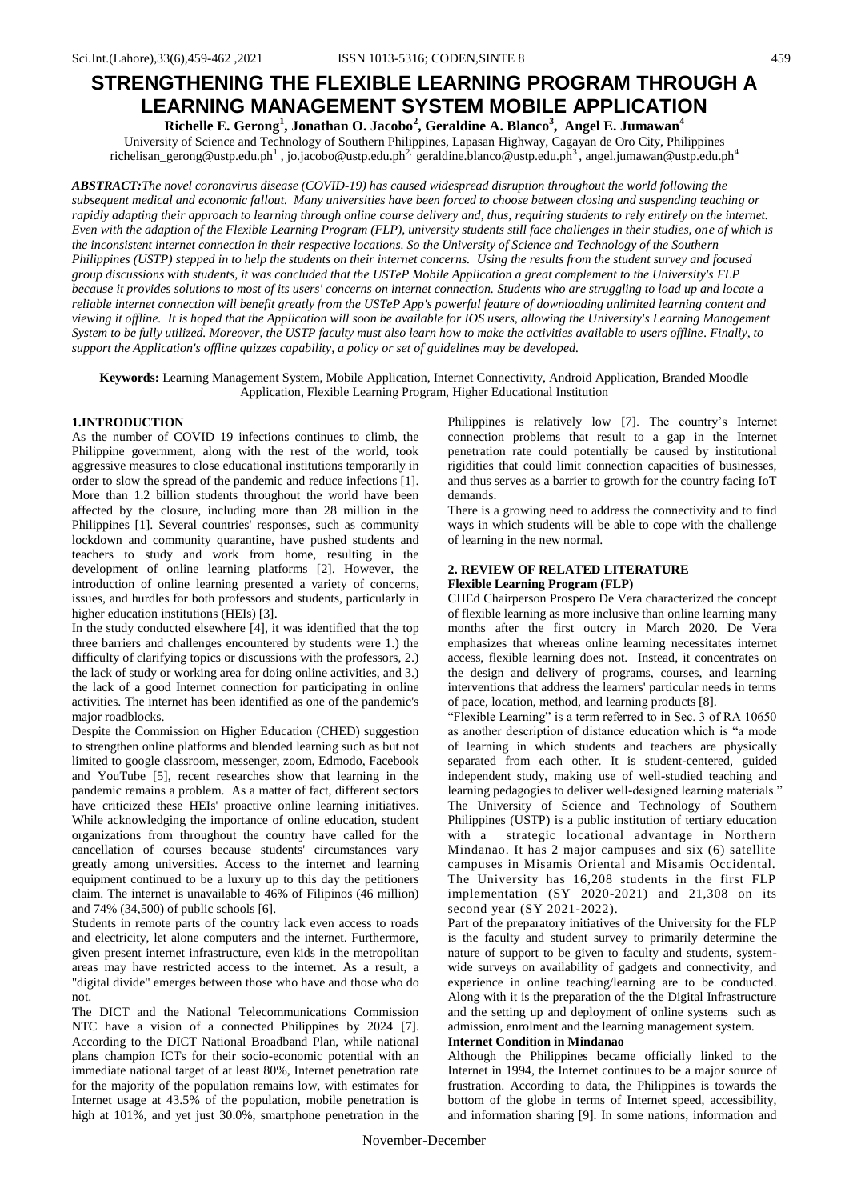# STRENGTHENING THE FLEXIBLE LEARNING PROGRAM THROUGH A LEARNING MANAGEMENT SYSTEM MOBILE APPLICATION

**Richelle E. Gerong[1], Jonathan O. Jacobo[2], Geraldine A. Blanco[3], Angel E. Jumawan[4]**

University of Science and Technology of Southern Philippines, Lapasan Highway, Cagayan de Oro City, Philippines

richelisan_gerong@ustp.edu.ph[1] , jo.jacobo@ustp.edu.ph[2], geraldine.blanco@ustp.edu.ph[3] , angel.jumawan@ustp.edu.ph[4]

***ABSTRACT:** The novel coronavirus disease (COVID-19) has caused widespread disruption throughout the world following the subsequent medical and economic fallout. Many universities have been forced to choose between closing and suspending teaching or rapidly adapting their approach to learning through online course delivery and, thus, requiring students to rely entirely on the internet. Even with the adaption of the Flexible Learning Program (FLP), university students still face challenges in their studies, one of which is the inconsistent internet connection in their respective locations. So the University of Science and Technology of the Southern Philippines (USTP) stepped in to help the students on their internet concerns. Using the results from the student survey and focused group discussions with students, it was concluded that the USTeP Mobile Application a great complement to the University's FLP because it provides solutions to most of its users' concerns on internet connection. Students who are struggling to load up and locate a reliable internet connection will benefit greatly from the USTeP App's powerful feature of downloading unlimited learning content and viewing it offline. It is hoped that the Application will soon be available for IOS users, allowing the University's Learning Management System to be fully utilized. Moreover, the USTP faculty must also learn how to make the activities available to users offline. Finally, to support the Application's offline quizzes capability, a policy or set of guidelines may be developed.*

**Keywords:** Learning Management System, Mobile Application, Internet Connectivity, Android Application, Branded Moodle Application, Flexible Learning Program, Higher Educational Institution

## 1.INTRODUCTION

As the number of COVID 19 infections continues to climb, the Philippine government, along with the rest of the world, took aggressive measures to close educational institutions temporarily in order to slow the spread of the pandemic and reduce infections [1]. More than 1.2 billion students throughout the world have been affected by the closure, including more than 28 million in the Philippines [1]. Several countries' responses, such as community lockdown and community quarantine, have pushed students and teachers to study and work from home, resulting in the development of online learning platforms [2]. However, the introduction of online learning presented a variety of concerns, issues, and hurdles for both professors and students, particularly in higher education institutions (HEIs) [3].

In the study conducted elsewhere [4], it was identified that the top three barriers and challenges encountered by students were 1.) the difficulty of clarifying topics or discussions with the professors, 2.) the lack of study or working area for doing online activities, and 3.) the lack of a good Internet connection for participating in online activities. The internet has been identified as one of the pandemic's major roadblocks.

Despite the Commission on Higher Education (CHED) suggestion to strengthen online platforms and blended learning such as but not limited to google classroom, messenger, zoom, Edmodo, Facebook and YouTube [5], recent researches show that learning in the pandemic remains a problem. As a matter of fact, different sectors have criticized these HEIs' proactive online learning initiatives. While acknowledging the importance of online education, student organizations from throughout the country have called for the cancellation of courses because students' circumstances vary greatly among universities. Access to the internet and learning equipment continued to be a luxury up to this day the petitioners claim. The internet is unavailable to 46% of Filipinos (46 million) and 74% (34,500) of public schools [6].

Students in remote parts of the country lack even access to roads and electricity, let alone computers and the internet. Furthermore, given present internet infrastructure, even kids in the metropolitan areas may have restricted access to the internet. As a result, a "digital divide" emerges between those who have and those who do not.

The DICT and the National Telecommunications Commission NTC have a vision of a connected Philippines by 2024 [7]. According to the DICT National Broadband Plan, while national plans champion ICTs for their socio-economic potential with an immediate national target of at least 80%, Internet penetration rate for the majority of the population remains low, with estimates for Internet usage at 43.5% of the population, mobile penetration is high at 101%, and yet just 30.0%, smartphone penetration in the Philippines is relatively low [7]. The country's Internet connection problems that result to a gap in the Internet penetration rate could potentially be caused by institutional rigidities that could limit connection capacities of businesses, and thus serves as a barrier to growth for the country facing IoT demands.

There is a growing need to address the connectivity and to find ways in which students will be able to cope with the challenge of learning in the new normal.

## 2. REVIEW OF RELATED LITERATURE

### Flexible Learning Program (FLP)

CHEd Chairperson Prospero De Vera characterized the concept of flexible learning as more inclusive than online learning many months after the first outcry in March 2020. De Vera emphasizes that whereas online learning necessitates internet access, flexible learning does not. Instead, it concentrates on the design and delivery of programs, courses, and learning interventions that address the learners' particular needs in terms of pace, location, method, and learning products [8].

"Flexible Learning" is a term referred to in Sec. 3 of RA 10650 as another description of distance education which is "a mode of learning in which students and teachers are physically separated from each other. It is student-centered, guided independent study, making use of well-studied teaching and learning pedagogies to deliver well-designed learning materials."

The University of Science and Technology of Southern Philippines (USTP) is a public institution of tertiary education with a strategic locational advantage in Northern Mindanao. It has 2 major campuses and six (6) satellite campuses in Misamis Oriental and Misamis Occidental. The University has 16,208 students in the first FLP implementation (SY 2020-2021) and 21,308 on its second year (SY 2021-2022).

Part of the preparatory initiatives of the University for the FLP is the faculty and student survey to primarily determine the nature of support to be given to faculty and students, system-wide surveys on availability of gadgets and connectivity, and experience in online teaching/learning are to be conducted. Along with it is the preparation of the the Digital Infrastructure and the setting up and deployment of online systems such as admission, enrolment and the learning management system.

### Internet Condition in Mindanao

Although the Philippines became officially linked to the Internet in 1994, the Internet continues to be a major source of frustration. According to data, the Philippines is towards the bottom of the globe in terms of Internet speed, accessibility, and information sharing [9]. In some nations, information and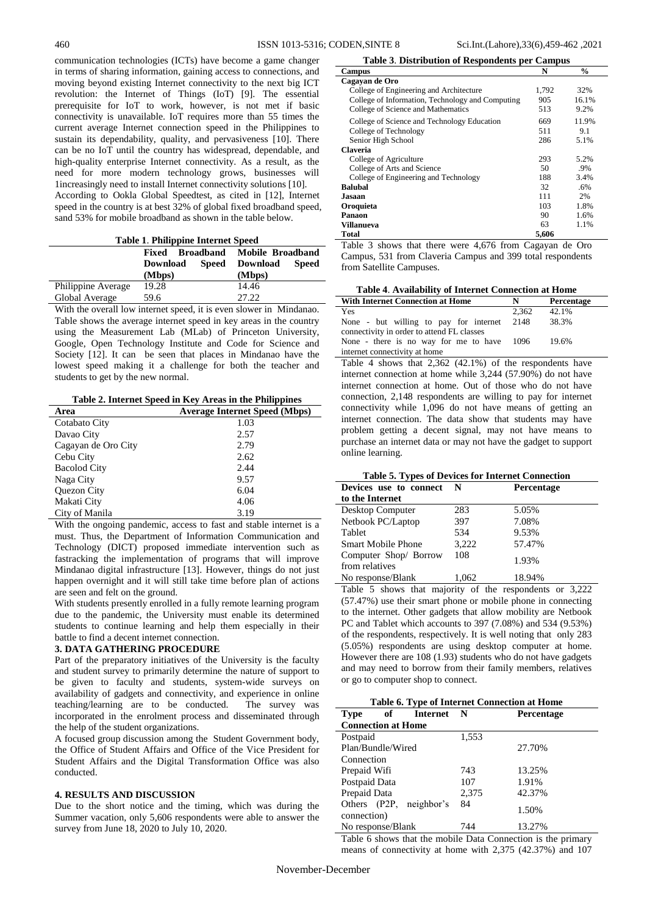communication technologies (ICTs) have become a game changer in terms of sharing information, gaining access to connections, and moving beyond existing Internet connectivity to the next big ICT revolution: the Internet of Things (IoT) [9]. The essential prerequisite for IoT to work, however, is not met if basic connectivity is unavailable. IoT requires more than 55 times the current average Internet connection speed in the Philippines to sustain its dependability, quality, and pervasiveness [10]. There can be no IoT until the country has widespread, dependable, and high-quality enterprise Internet connectivity. As a result, as the need for more modern technology grows, businesses will 1increasingly need to install Internet connectivity solutions [10].

According to Ookla Global Speedtest, as cited in [12], Internet speed in the country is at best 32% of global fixed broadband speed, sand 53% for mobile broadband as shown in the table below.

**Table 1**. **Philippine Internet Speed**

| | Fixed Broadband Download Speed (Mbps) | Mobile Broadband Download Speed (Mbps) |
|---|---|---|
| Philippine Average | 19.28 | 14.46 |
| Global Average | 59.6 | 27.22 |

With the overall low internet speed, it is even slower in Mindanao. Table shows the average internet speed in key areas in the country using the Measurement Lab (MLab) of Princeton University, Google, Open Technology Institute and Code for Science and Society [12]. It can be seen that places in Mindanao have the lowest speed making it a challenge for both the teacher and students to get by the new normal.

**Table 2. Internet Speed in Key Areas in the Philippines**

| Area | Average Internet Speed (Mbps) |
|---|---|
| Cotabato City | 1.03 |
| Davao City | 2.57 |
| Cagayan de Oro City | 2.79 |
| Cebu City | 2.62 |
| Bacolod City | 2.44 |
| Naga City | 9.57 |
| Quezon City | 6.04 |
| Makati City | 4.06 |
| City of Manila | 3.19 |

With the ongoing pandemic, access to fast and stable internet is a must. Thus, the Department of Information Communication and Technology (DICT) proposed immediate intervention such as fastracking the implementation of programs that will improve Mindanao digital infrastructure [13]. However, things do not just happen overnight and it will still take time before plan of actions are seen and felt on the ground.

With students presently enrolled in a fully remote learning program due to the pandemic, the University must enable its determined students to continue learning and help them especially in their battle to find a decent internet connection.

## 3. DATA GATHERING PROCEDURE

Part of the preparatory initiatives of the University is the faculty and student survey to primarily determine the nature of support to be given to faculty and students, system-wide surveys on availability of gadgets and connectivity, and experience in online teaching/learning are to be conducted. The survey was incorporated in the enrolment process and disseminated through the help of the student organizations.

A focused group discussion among the Student Government body, the Office of Student Affairs and Office of the Vice President for Student Affairs and the Digital Transformation Office was also conducted.

## 4. RESULTS AND DISCUSSION

Due to the short notice and the timing, which was during the Summer vacation, only 5,606 respondents were able to answer the survey from June 18, 2020 to July 10, 2020.

**Table 3**. **Distribution of Respondents per Campus**

| Campus | N | % |
|---|---|---|
| **Cagayan de Oro** | | |
| College of Engineering and Architecture | 1,792 | 32% |
| College of Information, Technology and Computing | 905 | 16.1% |
| College of Science and Mathematics | 513 | 9.2% |
| College of Science and Technology Education | 669 | 11.9% |
| College of Technology | 511 | 9.1 |
| Senior High School | 286 | 5.1% |
| **Claveria** | | |
| College of Agriculture | 293 | 5.2% |
| College of Arts and Science | 50 | .9% |
| College of Engineering and Technology | 188 | 3.4% |
| **Balubal** | 32 | .6% |
| **Jasaan** | 111 | 2% |
| **Oroquieta** | 103 | 1.8% |
| **Panaon** | 90 | 1.6% |
| **Villanueva** | 63 | 1.1% |
| **Total** | **5,606** | |

Table 3 shows that there were 4,676 from Cagayan de Oro Campus, 531 from Claveria Campus and 399 total respondents from Satellite Campuses.

**Table 4**. **Availability of Internet Connection at Home**

| With Internet Connection at Home | N | Percentage |
|---|---|---|
| Yes | 2,362 | 42.1% |
| None - but willing to pay for internet connectivity in order to attend FL classes | 2148 | 38.3% |
| None - there is no way for me to have internet connectivity at home | 1096 | 19.6% |

Table 4 shows that 2,362 (42.1%) of the respondents have internet connection at home while 3,244 (57.90%) do not have internet connection at home. Out of those who do not have connection, 2,148 respondents are willing to pay for internet connectivity while 1,096 do not have means of getting an internet connection. The data show that students may have problem getting a decent signal, may not have means to purchase an internet data or may not have the gadget to support online learning.

**Table 5. Types of Devices for Internet Connection**

| Devices use to connect to the Internet | N | Percentage |
|---|---|---|
| Desktop Computer | 283 | 5.05% |
| Netbook PC/Laptop | 397 | 7.08% |
| Tablet | 534 | 9.53% |
| Smart Mobile Phone | 3,222 | 57.47% |
| Computer Shop/ Borrow from relatives | 108 | 1.93% |
| No response/Blank | 1,062 | 18.94% |

Table 5 shows that majority of the respondents or 3,222 (57.47%) use their smart phone or mobile phone in connecting to the internet. Other gadgets that allow mobility are Netbook PC and Tablet which accounts to 397 (7.08%) and 534 (9.53%) of the respondents, respectively. It is well noting that only 283 (5.05%) respondents are using desktop computer at home. However there are 108 (1.93) students who do not have gadgets and may need to borrow from their family members, relatives or go to computer shop to connect.

**Table 6. Type of Internet Connection at Home**

| Type of Internet Connection at Home | N | Percentage |
|---|---|---|
| Postpaid Plan/Bundle/Wired Connection | 1,553 | 27.70% |
| Prepaid Wifi | 743 | 13.25% |
| Postpaid Data | 107 | 1.91% |
| Prepaid Data | 2,375 | 42.37% |
| Others (P2P, neighbor's connection) | 84 | 1.50% |
| No response/Blank | 744 | 13.27% |

Table 6 shows that the mobile Data Connection is the primary means of connectivity at home with 2,375 (42.37%) and 107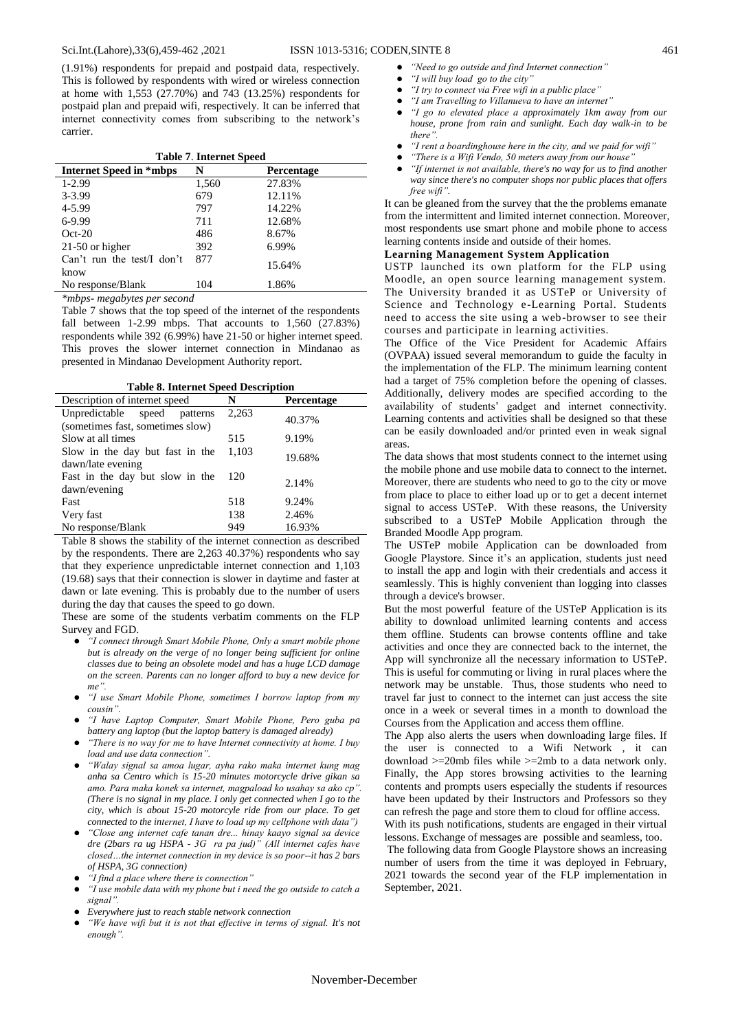(1.91%) respondents for prepaid and postpaid data, respectively. This is followed by respondents with wired or wireless connection at home with 1,553 (27.70%) and 743 (13.25%) respondents for postpaid plan and prepaid wifi, respectively. It can be inferred that internet connectivity comes from subscribing to the network's carrier.

**Table 7. Internet Speed**

| Internet Speed in *mbps | N | Percentage |
|---|---|---|
| 1-2.99 | 1,560 | 27.83% |
| 3-3.99 | 679 | 12.11% |
| 4-5.99 | 797 | 14.22% |
| 6-9.99 | 711 | 12.68% |
| Oct-20 | 486 | 8.67% |
| 21-50 or higher | 392 | 6.99% |
| Can't run the test/I don't know | 877 | 15.64% |
| No response/Blank | 104 | 1.86% |

*mbps- megabytes per second*

Table 7 shows that the top speed of the internet of the respondents fall between 1-2.99 mbps. That accounts to 1,560 (27.83%) respondents while 392 (6.99%) have 21-50 or higher internet speed. This proves the slower internet connection in Mindanao as presented in Mindanao Development Authority report.

**Table 8. Internet Speed Description**

| Description of internet speed | N | Percentage |
|---|---|---|
| Unpredictable speed patterns (sometimes fast, sometimes slow) | 2,263 | 40.37% |
| Slow at all times | 515 | 9.19% |
| Slow in the day but fast in the dawn/late evening | 1,103 | 19.68% |
| Fast in the day but slow in the dawn/evening | 120 | 2.14% |
| Fast | 518 | 9.24% |
| Very fast | 138 | 2.46% |
| No response/Blank | 949 | 16.93% |

Table 8 shows the stability of the internet connection as described by the respondents. There are 2,263 40.37%) respondents who say that they experience unpredictable internet connection and 1,103 (19.68) says that their connection is slower in daytime and faster at dawn or late evening. This is probably due to the number of users during the day that causes the speed to go down.

These are some of the students verbatim comments on the FLP Survey and FGD.

- *"I connect through Smart Mobile Phone, Only a smart mobile phone but is already on the verge of no longer being sufficient for online classes due to being an obsolete model and has a huge LCD damage on the screen. Parents can no longer afford to buy a new device for me".*
- *"I use Smart Mobile Phone, sometimes I borrow laptop from my cousin".*
- *"I have Laptop Computer, Smart Mobile Phone, Pero guba pa battery ang laptop (but the laptop battery is damaged already)*
- *"There is no way for me to have Internet connectivity at home. I buy load and use data connection".*
- *"Walay signal sa amoa lugar, ayha rako maka internet kung mag anha sa Centro which is 15-20 minutes motorcycle drive gikan sa amo. Para maka konek sa internet, magpaload ko usahay sa ako cp". (There is no signal in my place. I only get connected when I go to the city, which is about 15-20 motorcyle ride from our place. To get connected to the internet, I have to load up my cellphone with data")*
- *"Close ang internet cafe tanan dre... hinay kaayo signal sa device dre (2bars ra ug HSPA - 3G ra pa jud)" (All internet cafes have closed…the internet connection in my device is so poor--it has 2 bars of HSPA, 3G connection)*
- *"I find a place where there is connection"*
- *"I use mobile data with my phone but i need the go outside to catch a signal".*
- *Everywhere just to reach stable network connection*
- *"We have wifi but it is not that effective in terms of signal. It's not enough".*
- *"Need to go outside and find Internet connection"*
- *"I will buy load go to the city"*
- *"I try to connect via Free wifi in a public place"*
- *"I am Travelling to Villanueva to have an internet"*
- *"I go to elevated place a approximately 1km away from our house, prone from rain and sunlight. Each day walk-in to be there".*
- *"I rent a boardinghouse here in the city, and we paid for wifi"*
- *"There is a Wifi Vendo, 50 meters away from our house"*
- *"If internet is not available, there's no way for us to find another way since there's no computer shops nor public places that offers free wifi".*

It can be gleaned from the survey that the the problems emanate from the intermittent and limited internet connection. Moreover, most respondents use smart phone and mobile phone to access learning contents inside and outside of their homes.

### Learning Management System Application

USTP launched its own platform for the FLP using Moodle, an open source learning management system. The University branded it as USTeP or University of Science and Technology e-Learning Portal. Students need to access the site using a web-browser to see their courses and participate in learning activities.

The Office of the Vice President for Academic Affairs (OVPAA) issued several memorandum to guide the faculty in the implementation of the FLP. The minimum learning content had a target of 75% completion before the opening of classes. Additionally, delivery modes are specified according to the availability of students' gadget and internet connectivity. Learning contents and activities shall be designed so that these can be easily downloaded and/or printed even in weak signal areas.

The data shows that most students connect to the internet using the mobile phone and use mobile data to connect to the internet. Moreover, there are students who need to go to the city or move from place to place to either load up or to get a decent internet signal to access USTeP. With these reasons, the University subscribed to a USTeP Mobile Application through the Branded Moodle App program.

The USTeP mobile Application can be downloaded from Google Playstore. Since it's an application, students just need to install the app and login with their credentials and access it seamlessly. This is highly convenient than logging into classes through a device's browser.

But the most powerful feature of the USTeP Application is its ability to download unlimited learning contents and access them offline. Students can browse contents offline and take activities and once they are connected back to the internet, the App will synchronize all the necessary information to USTeP. This is useful for commuting or living in rural places where the network may be unstable. Thus, those students who need to travel far just to connect to the internet can just access the site once in a week or several times in a month to download the Courses from the Application and access them offline.

The App also alerts the users when downloading large files. If the user is connected to a Wifi Network , it can download >=20mb files while >=2mb to a data network only. Finally, the App stores browsing activities to the learning contents and prompts users especially the students if resources have been updated by their Instructors and Professors so they can refresh the page and store them to cloud for offline access.

With its push notifications, students are engaged in their virtual lessons. Exchange of messages are possible and seamless, too.

The following data from Google Playstore shows an increasing number of users from the time it was deployed in February, 2021 towards the second year of the FLP implementation in September, 2021.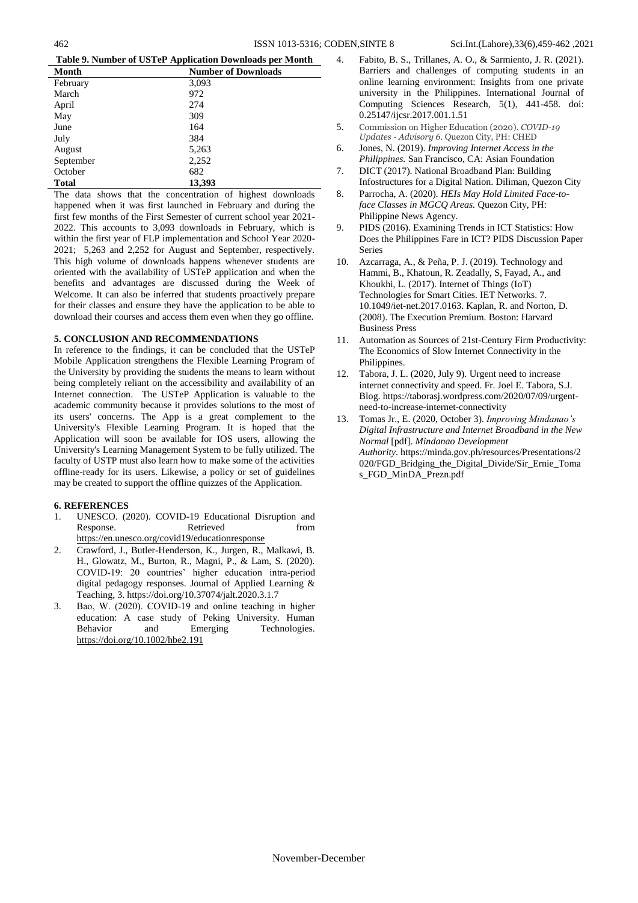**Table 9. Number of USTeP Application Downloads per Month**

| Month | Number of Downloads |
|---|---|
| February | 3,093 |
| March | 972 |
| April | 274 |
| May | 309 |
| June | 164 |
| July | 384 |
| August | 5,263 |
| September | 2,252 |
| October | 682 |
| **Total** | **13,393** |

The data shows that the concentration of highest downloads happened when it was first launched in February and during the first few months of the First Semester of current school year 2021-2022. This accounts to 3,093 downloads in February, which is within the first year of FLP implementation and School Year 2020-2021; 5,263 and 2,252 for August and September, respectively. This high volume of downloads happens whenever students are oriented with the availability of USTeP application and when the benefits and advantages are discussed during the Week of Welcome. It can also be inferred that students proactively prepare for their classes and ensure they have the application to be able to download their courses and access them even when they go offline.

## 5. CONCLUSION AND RECOMMENDATIONS

In reference to the findings, it can be concluded that the USTeP Mobile Application strengthens the Flexible Learning Program of the University by providing the students the means to learn without being completely reliant on the accessibility and availability of an Internet connection. The USTeP Application is valuable to the academic community because it provides solutions to the most of its users' concerns. The App is a great complement to the University's Flexible Learning Program. It is hoped that the Application will soon be available for IOS users, allowing the University's Learning Management System to be fully utilized. The faculty of USTP must also learn how to make some of the activities offline-ready for its users. Likewise, a policy or set of guidelines may be created to support the offline quizzes of the Application.

## 6. REFERENCES

1. UNESCO. (2020). COVID-19 Educational Disruption and Response. Retrieved from https://en.unesco.org/covid19/educationresponse
2. Crawford, J., Butler-Henderson, K., Jurgen, R., Malkawi, B. H., Glowatz, M., Burton, R., Magni, P., & Lam, S. (2020). COVID-19: 20 countries' higher education intra-period digital pedagogy responses. Journal of Applied Learning & Teaching, 3. https://doi.org/10.37074/jalt.2020.3.1.7
3. Bao, W. (2020). COVID-19 and online teaching in higher education: A case study of Peking University. Human Behavior and Emerging Technologies. https://doi.org/10.1002/hbe2.191
4. Fabito, B. S., Trillanes, A. O., & Sarmiento, J. R. (2021). Barriers and challenges of computing students in an online learning environment: Insights from one private university in the Philippines. International Journal of Computing Sciences Research, 5(1), 441-458. doi: 0.25147/ijcsr.2017.001.1.51
5. Commission on Higher Education (2020). *COVID-19 Updates - Advisory 6*. Quezon City, PH: CHED
6. Jones, N. (2019). *Improving Internet Access in the Philippines.* San Francisco, CA: Asian Foundation
7. DICT (2017). National Broadband Plan: Building Infostructures for a Digital Nation. Diliman, Quezon City
8. Parrocha, A. (2020). *HEIs May Hold Limited Face-to-face Classes in MGCQ Areas.* Quezon City, PH: Philippine News Agency.
9. PIDS (2016). Examining Trends in ICT Statistics: How Does the Philippines Fare in ICT? PIDS Discussion Paper Series
10. Azcarraga, A., & Peña, P. J. (2019). Technology and Hammi, B., Khatoun, R. Zeadally, S, Fayad, A., and Khoukhi, L. (2017). Internet of Things (IoT) Technologies for Smart Cities. IET Networks. 7. 10.1049/iet-net.2017.0163. Kaplan, R. and Norton, D. (2008). The Execution Premium. Boston: Harvard Business Press
11. Automation as Sources of 21st-Century Firm Productivity: The Economics of Slow Internet Connectivity in the Philippines.
12. Tabora, J. L. (2020, July 9). Urgent need to increase internet connectivity and speed. Fr. Joel E. Tabora, S.J. Blog. https://taborasj.wordpress.com/2020/07/09/urgent-need-to-increase-internet-connectivity
13. Tomas Jr., E. (2020, October 3). *Improving Mindanao's Digital Infrastructure and Internet Broadband in the New Normal* [pdf]. *Mindanao Development Authority*. https://minda.gov.ph/resources/Presentations/2020/FGD_Bridging_the_Digital_Divide/Sir_Ernie_Tomas_FGD_MinDA_Prezn.pdf